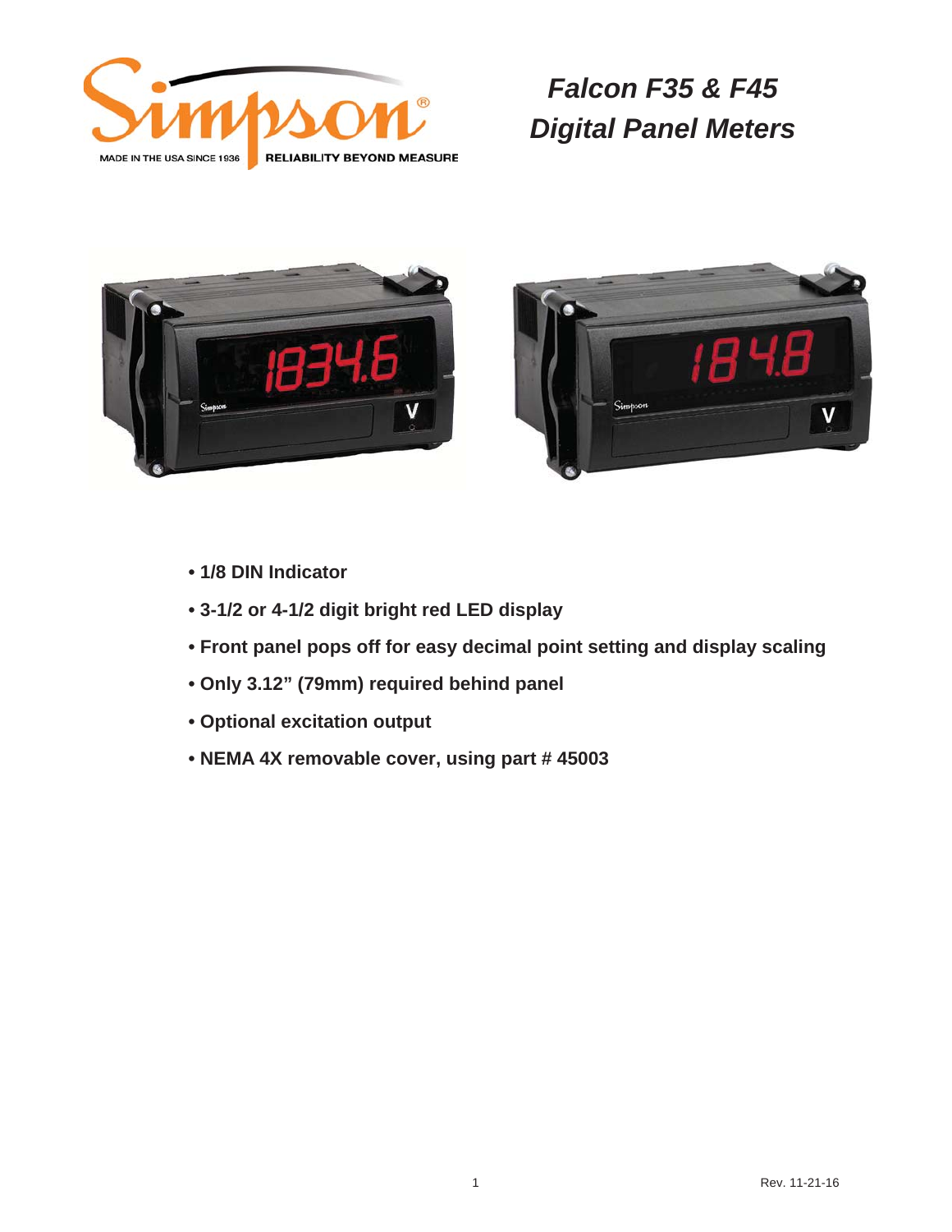# Falcon F35 & F45 Digital Panel Meters

- 1/8 DIN Indicator
- 3-1/2 or 4-1/2 digit bright red LED display
- Front panel pops off for easy decimal point setting and display scaling
- Only 3.12" (79mm) required behind panel
- Optional excitation output
- NEMA 4X removable cover, using part # 45003

Rev. 11-21-16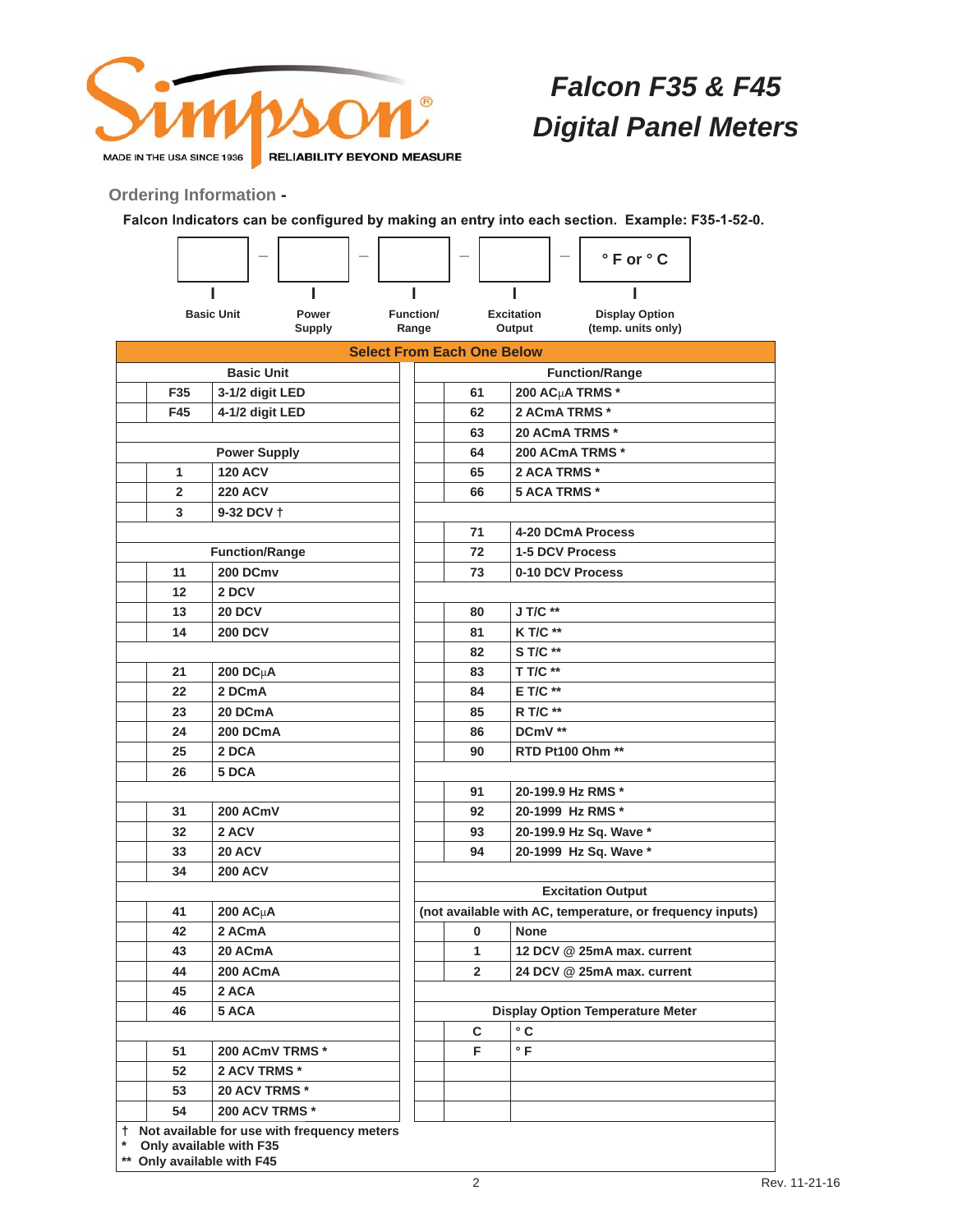# Falcon F35 & F45 Digital Panel Meters

## Ordering Information -

Falcon Indicators can be configured by making an entry into each section. Example: F35-1-52-0.

| Basic Unit | – | Power Supply | – | Function/ Range | – | Excitation Output | – | Display Option (temp. units only) |
|---|---|---|---|---|---|---|---|---|
| | | | | | | | | ° F or ° C |

### Select From Each One Below

**Basic Unit**

| Code | Description |
|---|---|
| F35 | 3-1/2 digit LED |
| F45 | 4-1/2 digit LED |

**Power Supply**

| Code | Description |
|---|---|
| 1 | 120 ACV |
| 2 | 220 ACV |
| 3 | 9-32 DCV † |

**Function/Range**

| Code | Description |
|---|---|
| 11 | 200 DCmv |
| 12 | 2 DCV |
| 13 | 20 DCV |
| 14 | 200 DCV |
| 21 | 200 DCμA |
| 22 | 2 DCmA |
| 23 | 20 DCmA |
| 24 | 200 DCmA |
| 25 | 2 DCA |
| 26 | 5 DCA |
| 31 | 200 ACmV |
| 32 | 2 ACV |
| 33 | 20 ACV |
| 34 | 200 ACV |
| 41 | 200 ACμA |
| 42 | 2 ACmA |
| 43 | 20 ACmA |
| 44 | 200 ACmA |
| 45 | 2 ACA |
| 46 | 5 ACA |
| 51 | 200 ACmV TRMS * |
| 52 | 2 ACV TRMS * |
| 53 | 20 ACV TRMS * |
| 54 | 200 ACV TRMS * |
| 61 | 200 ACμA TRMS * |
| 62 | 2 ACmA TRMS * |
| 63 | 20 ACmA TRMS * |
| 64 | 200 ACmA TRMS * |
| 65 | 2 ACA TRMS * |
| 66 | 5 ACA TRMS * |
| 71 | 4-20 DCmA Process |
| 72 | 1-5 DCV Process |
| 73 | 0-10 DCV Process |
| 80 | J T/C ** |
| 81 | K T/C ** |
| 82 | S T/C ** |
| 83 | T T/C ** |
| 84 | E T/C ** |
| 85 | R T/C ** |
| 86 | DCmV ** |
| 90 | RTD Pt100 Ohm ** |
| 91 | 20-199.9 Hz RMS * |
| 92 | 20-1999 Hz RMS * |
| 93 | 20-199.9 Hz Sq. Wave * |
| 94 | 20-1999 Hz Sq. Wave * |

**Excitation Output**
(not available with AC, temperature, or frequency inputs)

| Code | Description |
|---|---|
| 0 | None |
| 1 | 12 DCV @ 25mA max. current |
| 2 | 24 DCV @ 25mA max. current |

**Display Option Temperature Meter**

| Code | Description |
|---|---|
| C | ° C |
| F | ° F |

† Not available for use with frequency meters
* Only available with F35
** Only available with F45

Rev. 11-21-16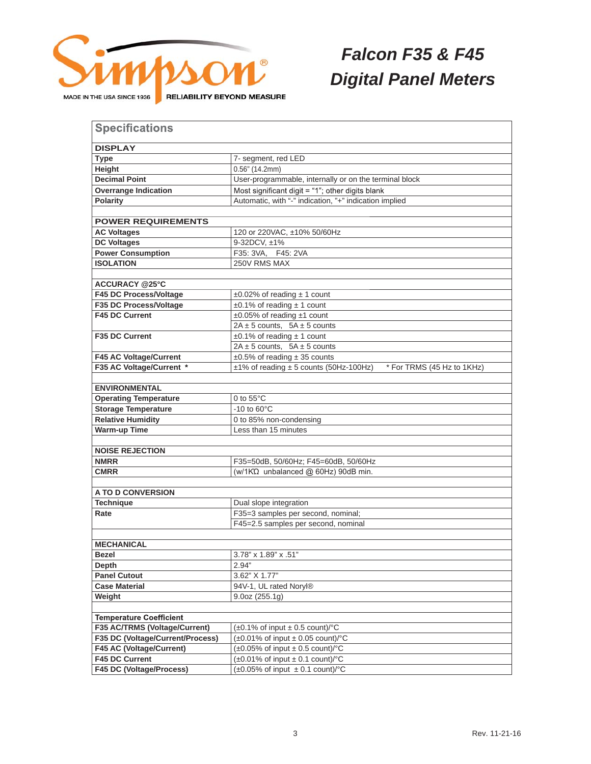# Falcon F35 & F45 Digital Panel Meters

MADE IN THE USA SINCE 1936 RELIABILITY BEYOND MEASURE

## Specifications

| DISPLAY | |
|---|---|
| **Type** | 7- segment, red LED |
| **Height** | 0.56" (14.2mm) |
| **Decimal Point** | User-programmable, internally or on the terminal block |
| **Overrange Indication** | Most significant digit = "1"; other digits blank |
| **Polarity** | Automatic, with "-" indication, "+" indication implied |
| | |
| **POWER REQUIREMENTS** | |
| **AC Voltages** | 120 or 220VAC, ±10% 50/60Hz |
| **DC Voltages** | 9-32DCV, ±1% |
| **Power Consumption** | F35: 3VA, F45: 2VA |
| **ISOLATION** | 250V RMS MAX |
| | |
| **ACCURACY @25°C** | |
| **F45 DC Process/Voltage** | ±0.02% of reading ± 1 count |
| **F35 DC Process/Voltage** | ±0.1% of reading ± 1 count |
| **F45 DC Current** | ±0.05% of reading ±1 count |
| | 2A ± 5 counts, 5A ± 5 counts |
| **F35 DC Current** | ±0.1% of reading ± 1 count |
| | 2A ± 5 counts, 5A ± 5 counts |
| **F45 AC Voltage/Current** | ±0.5% of reading ± 35 counts |
| **F35 AC Voltage/Current \*** | ±1% of reading ± 5 counts (50Hz-100Hz) * For TRMS (45 Hz to 1KHz) |
| | |
| **ENVIRONMENTAL** | |
| **Operating Temperature** | 0 to 55°C |
| **Storage Temperature** | -10 to 60°C |
| **Relative Humidity** | 0 to 85% non-condensing |
| **Warm-up Time** | Less than 15 minutes |
| | |
| **NOISE REJECTION** | |
| **NMRR** | F35=50dB, 50/60Hz; F45=60dB, 50/60Hz |
| **CMRR** | (w/1KΩ unbalanced @ 60Hz) 90dB min. |
| | |
| **A TO D CONVERSION** | |
| **Technique** | Dual slope integration |
| **Rate** | F35=3 samples per second, nominal; |
| | F45=2.5 samples per second, nominal |
| | |
| **MECHANICAL** | |
| **Bezel** | 3.78" x 1.89" x .51" |
| **Depth** | 2.94" |
| **Panel Cutout** | 3.62" X 1.77" |
| **Case Material** | 94V-1, UL rated Noryl® |
| **Weight** | 9.0oz (255.1g) |
| | |
| **Temperature Coefficient** | |
| **F35 AC/TRMS (Voltage/Current)** | (±0.1% of input ± 0.5 count)/°C |
| **F35 DC (Voltage/Current/Process)** | (±0.01% of input ± 0.05 count)/°C |
| **F45 AC (Voltage/Current)** | (±0.05% of input ± 0.5 count)/°C |
| **F45 DC Current** | (±0.01% of input ± 0.1 count)/°C |
| **F45 DC (Voltage/Process)** | (±0.05% of input ± 0.1 count)/°C |

Rev. 11-21-16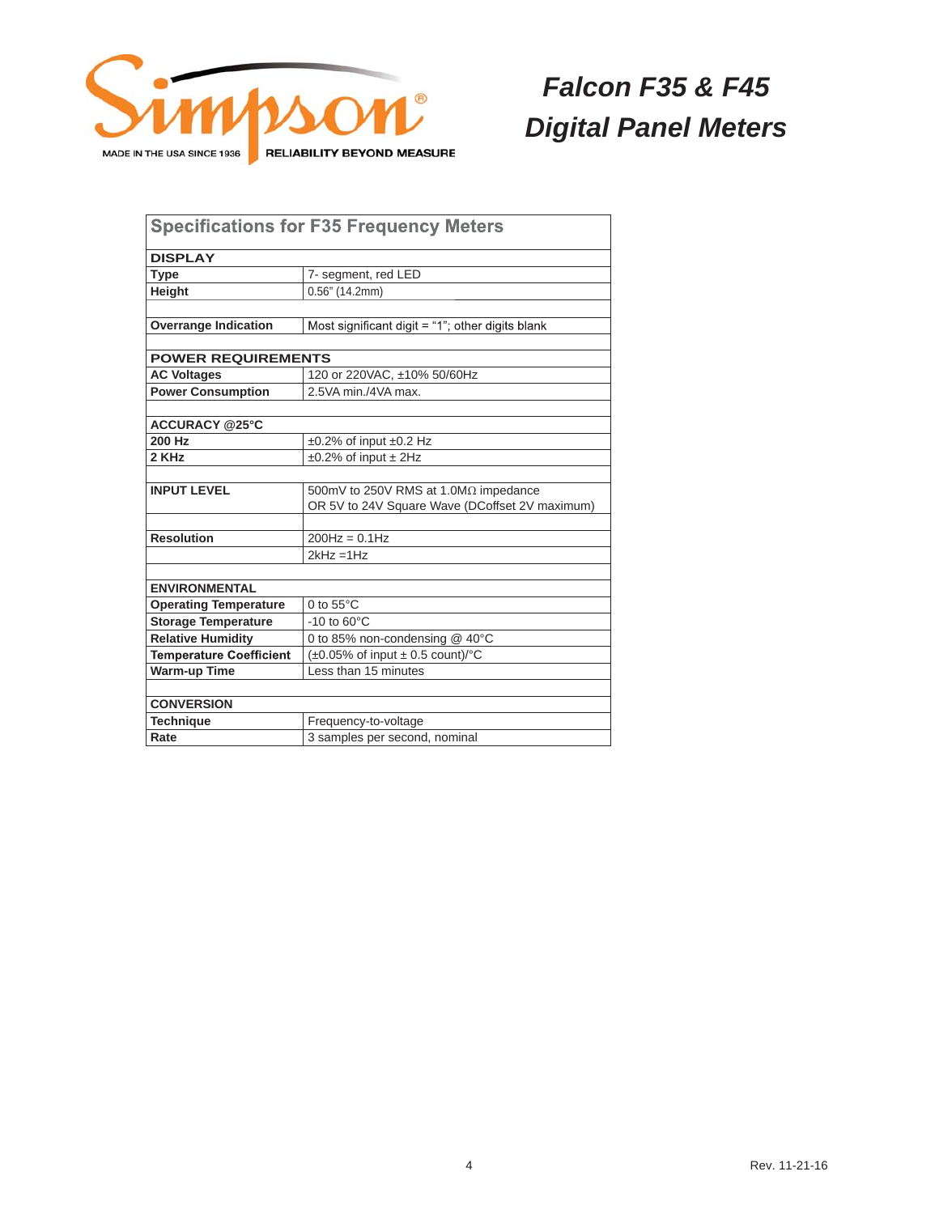Simpson®

MADE IN THE USA SINCE 1936 RELIABILITY BEYOND MEASURE

# *Falcon F35 & F45 Digital Panel Meters*

## Specifications for F35 Frequency Meters

| **DISPLAY** | |
|---|---|
| **Type** | 7- segment, red LED |
| **Height** | 0.56" (14.2mm) |
| | |
| **Overrange Indication** | Most significant digit = "1"; other digits blank |
| | |
| **POWER REQUIREMENTS** | |
| **AC Voltages** | 120 or 220VAC, ±10% 50/60Hz |
| **Power Consumption** | 2.5VA min./4VA max. |
| | |
| **ACCURACY @25°C** | |
| **200 Hz** | ±0.2% of input ±0.2 Hz |
| **2 KHz** | ±0.2% of input ± 2Hz |
| | |
| **INPUT LEVEL** | 500mV to 250V RMS at 1.0MΩ impedance<br>OR 5V to 24V Square Wave (DCoffset 2V maximum) |
| | |
| **Resolution** | 200Hz = 0.1Hz |
| | 2kHz =1Hz |
| | |
| **ENVIRONMENTAL** | |
| **Operating Temperature** | 0 to 55°C |
| **Storage Temperature** | -10 to 60°C |
| **Relative Humidity** | 0 to 85% non-condensing @ 40°C |
| **Temperature Coefficient** | (±0.05% of input ± 0.5 count)/°C |
| **Warm-up Time** | Less than 15 minutes |
| | |
| **CONVERSION** | |
| **Technique** | Frequency-to-voltage |
| **Rate** | 3 samples per second, nominal |

Rev. 11-21-16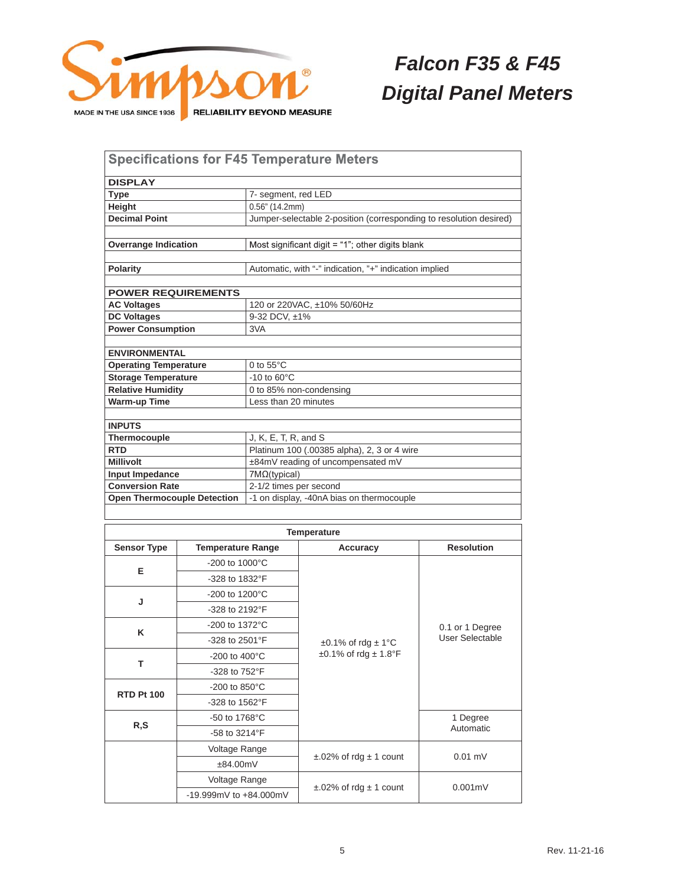Simpson®

MADE IN THE USA SINCE 1936 | RELIABILITY BEYOND MEASURE

# *Falcon F35 & F45*
# *Digital Panel Meters*

## Specifications for F45 Temperature Meters

| | |
|---|---|
| **DISPLAY** | |
| **Type** | 7- segment, red LED |
| **Height** | 0.56" (14.2mm) |
| **Decimal Point** | Jumper-selectable 2-position (corresponding to resolution desired) |
| **Overrange Indication** | Most significant digit = "1"; other digits blank |
| **Polarity** | Automatic, with "-" indication, "+" indication implied |
| **POWER REQUIREMENTS** | |
| **AC Voltages** | 120 or 220VAC, ±10% 50/60Hz |
| **DC Voltages** | 9-32 DCV, ±1% |
| **Power Consumption** | 3VA |
| **ENVIRONMENTAL** | |
| **Operating Temperature** | 0 to 55°C |
| **Storage Temperature** | -10 to 60°C |
| **Relative Humidity** | 0 to 85% non-condensing |
| **Warm-up Time** | Less than 20 minutes |
| **INPUTS** | |
| **Thermocouple** | J, K, E, T, R, and S |
| **RTD** | Platinum 100 (.00385 alpha), 2, 3 or 4 wire |
| **Millivolt** | ±84mV reading of uncompensated mV |
| **Input Impedance** | 7MΩ(typical) |
| **Conversion Rate** | 2-1/2 times per second |
| **Open Thermocouple Detection** | -1 on display, -40nA bias on thermocouple |

| Temperature | | | |
|---|---|---|---|
| **Sensor Type** | **Temperature Range** | **Accuracy** | **Resolution** |
| **E** | -200 to 1000°C | ±0.1% of rdg ± 1°C<br>±0.1% of rdg ± 1.8°F | 0.1 or 1 Degree User Selectable |
| | -328 to 1832°F | | |
| **J** | -200 to 1200°C | | |
| | -328 to 2192°F | | |
| **K** | -200 to 1372°C | | |
| | -328 to 2501°F | | |
| **T** | -200 to 400°C | | |
| | -328 to 752°F | | |
| **RTD Pt 100** | -200 to 850°C | | |
| | -328 to 1562°F | | |
| **R,S** | -50 to 1768°C | | 1 Degree Automatic |
| | -58 to 3214°F | | |
| | Voltage Range<br>±84.00mV | ±.02% of rdg ± 1 count | 0.01 mV |
| | Voltage Range<br>-19.999mV to +84.000mV | ±.02% of rdg ± 1 count | 0.001mV |

Rev. 11-21-16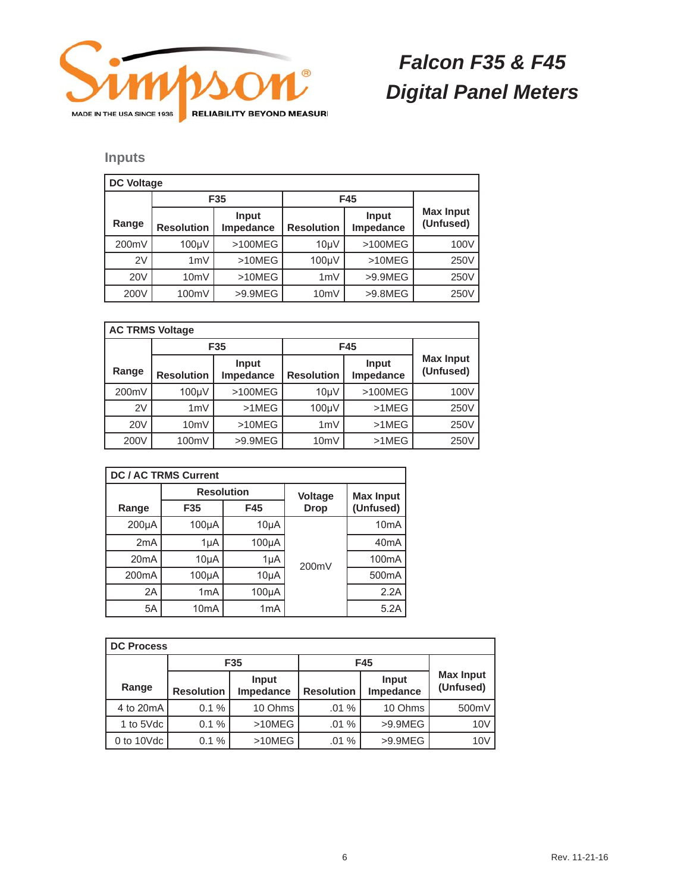# Falcon F35 & F45 Digital Panel Meters

## Inputs

| DC Voltage | | | | | |
|---|---|---|---|---|---|
| | F35 | | F45 | | |
| Range | Resolution | Input Impedance | Resolution | Input Impedance | Max Input (Unfused) |
| 200mV | 100μV | >100MEG | 10μV | >100MEG | 100V |
| 2V | 1mV | >10MEG | 100μV | >10MEG | 250V |
| 20V | 10mV | >10MEG | 1mV | >9.9MEG | 250V |
| 200V | 100mV | >9.9MEG | 10mV | >9.8MEG | 250V |

| AC TRMS Voltage | | | | | |
|---|---|---|---|---|---|
| | F35 | | F45 | | |
| Range | Resolution | Input Impedance | Resolution | Input Impedance | Max Input (Unfused) |
| 200mV | 100μV | >100MEG | 10μV | >100MEG | 100V |
| 2V | 1mV | >1MEG | 100μV | >1MEG | 250V |
| 20V | 10mV | >10MEG | 1mV | >1MEG | 250V |
| 200V | 100mV | >9.9MEG | 10mV | >1MEG | 250V |

| DC / AC TRMS Current | | | | |
|---|---|---|---|---|
| | Resolution | | Voltage Drop | Max Input (Unfused) |
| Range | F35 | F45 | | |
| 200μA | 100μA | 10μA | 200mV | 10mA |
| 2mA | 1μA | 100μA | | 40mA |
| 20mA | 10μA | 1μA | | 100mA |
| 200mA | 100μA | 10μA | | 500mA |
| 2A | 1mA | 100μA | | 2.2A |
| 5A | 10mA | 1mA | | 5.2A |

| DC Process | | | | | |
|---|---|---|---|---|---|
| | F35 | | F45 | | |
| Range | Resolution | Input Impedance | Resolution | Input Impedance | Max Input (Unfused) |
| 4 to 20mA | 0.1 % | 10 Ohms | .01 % | 10 Ohms | 500mV |
| 1 to 5Vdc | 0.1 % | >10MEG | .01 % | >9.9MEG | 10V |
| 0 to 10Vdc | 0.1 % | >10MEG | .01 % | >9.9MEG | 10V |

Rev. 11-21-16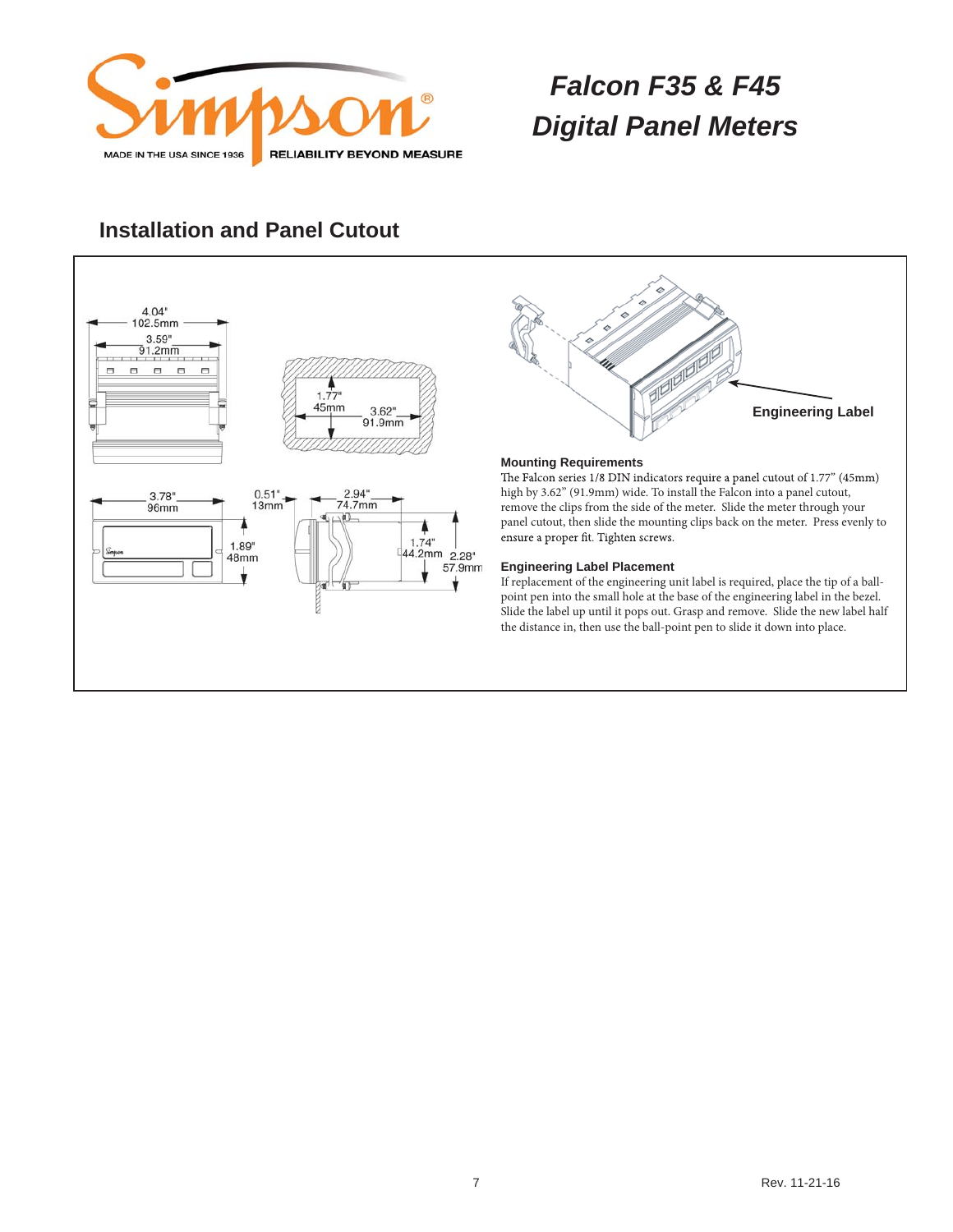# Falcon F35 & F45 Digital Panel Meters

## Installation and Panel Cutout

4.04"
102.5mm
3.59"
91.2mm

1.77"
45mm
3.62"
91.9mm

3.78"
96mm
1.89"
48mm

0.51"
13mm
2.94"
74.7mm
1.74"
44.2mm
2.28"
57.9mm

Engineering Label

### Mounting Requirements

The Falcon series 1/8 DIN indicators require a panel cutout of 1.77" (45mm) high by 3.62" (91.9mm) wide. To install the Falcon into a panel cutout, remove the clips from the side of the meter. Slide the meter through your panel cutout, then slide the mounting clips back on the meter. Press evenly to ensure a proper fit. Tighten screws.

### Engineering Label Placement

If replacement of the engineering unit label is required, place the tip of a ball-point pen into the small hole at the base of the engineering label in the bezel. Slide the label up until it pops out. Grasp and remove. Slide the new label half the distance in, then use the ball-point pen to slide it down into place.

Rev. 11-21-16